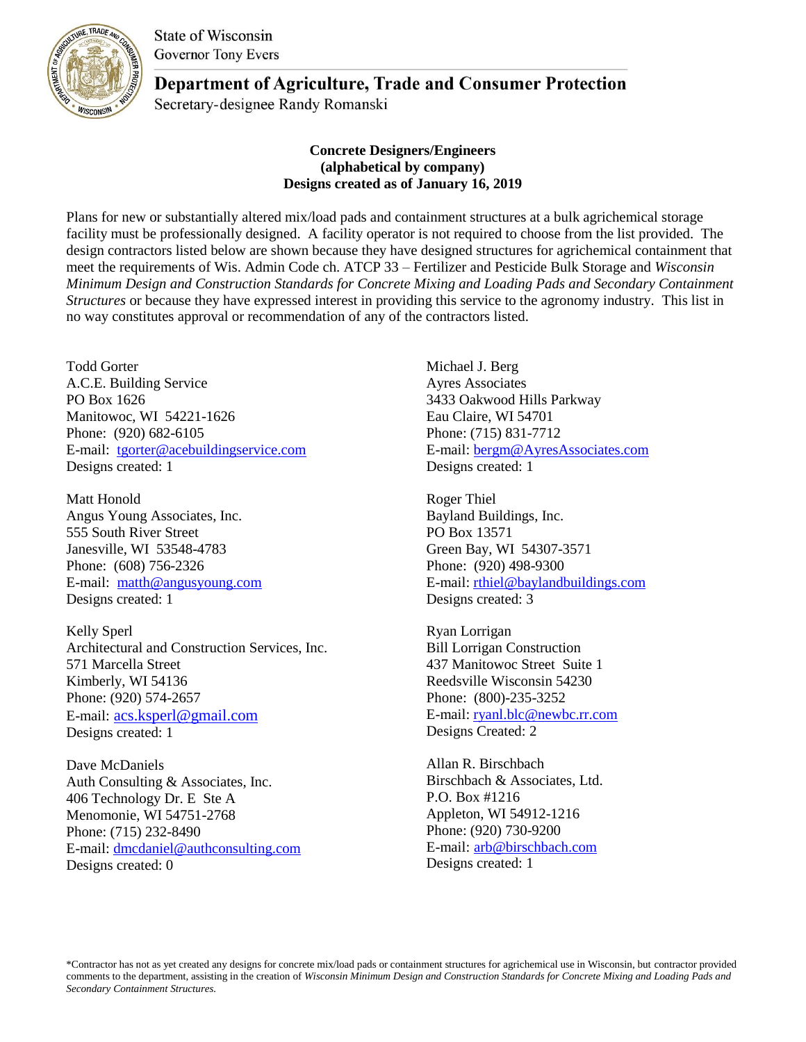State of Wisconsin
Governor Tony Evers

**Department of Agriculture, Trade and Consumer Protection**
Secretary-designee Randy Romanski

**Concrete Designers/Engineers**
**(alphabetical by company)**
**Designs created as of January 16, 2019**

Plans for new or substantially altered mix/load pads and containment structures at a bulk agrichemical storage facility must be professionally designed. A facility operator is not required to choose from the list provided. The design contractors listed below are shown because they have designed structures for agrichemical containment that meet the requirements of Wis. Admin Code ch. ATCP 33 – Fertilizer and Pesticide Bulk Storage and *Wisconsin Minimum Design and Construction Standards for Concrete Mixing and Loading Pads and Secondary Containment Structures* or because they have expressed interest in providing this service to the agronomy industry. This list in no way constitutes approval or recommendation of any of the contractors listed.

Todd Gorter
A.C.E. Building Service
PO Box 1626
Manitowoc, WI 54221-1626
Phone: (920) 682-6105
E-mail: tgorter@acebuildingservice.com
Designs created: 1

Matt Honold
Angus Young Associates, Inc.
555 South River Street
Janesville, WI 53548-4783
Phone: (608) 756-2326
E-mail: matth@angusyoung.com
Designs created: 1

Kelly Sperl
Architectural and Construction Services, Inc.
571 Marcella Street
Kimberly, WI 54136
Phone: (920) 574-2657
E-mail: acs.ksperl@gmail.com
Designs created: 1

Dave McDaniels
Auth Consulting & Associates, Inc.
406 Technology Dr. E Ste A
Menomonie, WI 54751-2768
Phone: (715) 232-8490
E-mail: dmcdaniel@authconsulting.com
Designs created: 0

Michael J. Berg
Ayres Associates
3433 Oakwood Hills Parkway
Eau Claire, WI 54701
Phone: (715) 831-7712
E-mail: bergm@AyresAssociates.com
Designs created: 1

Roger Thiel
Bayland Buildings, Inc.
PO Box 13571
Green Bay, WI 54307-3571
Phone: (920) 498-9300
E-mail: rthiel@baylandbuildings.com
Designs created: 3

Ryan Lorrigan
Bill Lorrigan Construction
437 Manitowoc Street Suite 1
Reedsville Wisconsin 54230
Phone: (800)-235-3252
E-mail: ryanl.blc@newbc.rr.com
Designs Created: 2

Allan R. Birschbach
Birschbach & Associates, Ltd.
P.O. Box #1216
Appleton, WI 54912-1216
Phone: (920) 730-9200
E-mail: arb@birschbach.com
Designs created: 1

*Contractor has not as yet created any designs for concrete mix/load pads or containment structures for agrichemical use in Wisconsin, but contractor provided comments to the department, assisting in the creation of *Wisconsin Minimum Design and Construction Standards for Concrete Mixing and Loading Pads and Secondary Containment Structures.*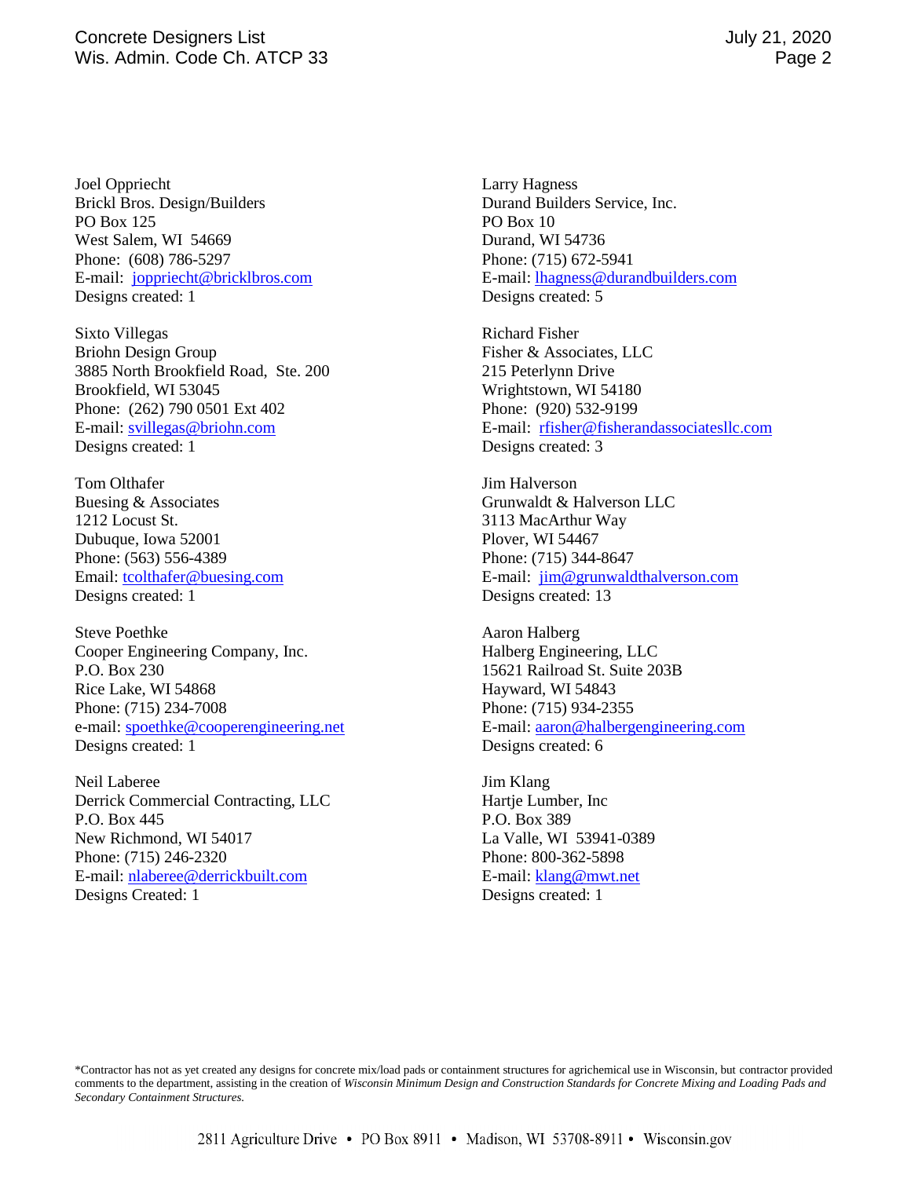Joel Oppriecht
Brickl Bros. Design/Builders
PO Box 125
West Salem, WI 54669
Phone: (608) 786-5297
E-mail: joppriecht@bricklbros.com
Designs created: 1

Sixto Villegas
Briohn Design Group
3885 North Brookfield Road, Ste. 200
Brookfield, WI 53045
Phone: (262) 790 0501 Ext 402
E-mail: svillegas@briohn.com
Designs created: 1

Tom Olthafer
Buesing & Associates
1212 Locust St.
Dubuque, Iowa 52001
Phone: (563) 556-4389
Email: tcolthafer@buesing.com
Designs created: 1

Steve Poethke
Cooper Engineering Company, Inc.
P.O. Box 230
Rice Lake, WI 54868
Phone: (715) 234-7008
e-mail: spoethke@cooperengineering.net
Designs created: 1

Neil Laberee
Derrick Commercial Contracting, LLC
P.O. Box 445
New Richmond, WI 54017
Phone: (715) 246-2320
E-mail: nlaberee@derrickbuilt.com
Designs Created: 1

Larry Hagness
Durand Builders Service, Inc.
PO Box 10
Durand, WI 54736
Phone: (715) 672-5941
E-mail: lhagness@durandbuilders.com
Designs created: 5

Richard Fisher
Fisher & Associates, LLC
215 Peterlynn Drive
Wrightstown, WI 54180
Phone: (920) 532-9199
E-mail: rfisher@fisherandassociatesllc.com
Designs created: 3

Jim Halverson
Grunwaldt & Halverson LLC
3113 MacArthur Way
Plover, WI 54467
Phone: (715) 344-8647
E-mail: jim@grunwaldthalverson.com
Designs created: 13

Aaron Halberg
Halberg Engineering, LLC
15621 Railroad St. Suite 203B
Hayward, WI 54843
Phone: (715) 934-2355
E-mail: aaron@halbergengineering.com
Designs created: 6

Jim Klang
Hartje Lumber, Inc
P.O. Box 389
La Valle, WI 53941-0389
Phone: 800-362-5898
E-mail: klang@mwt.net
Designs created: 1

*Contractor has not as yet created any designs for concrete mix/load pads or containment structures for agrichemical use in Wisconsin, but contractor provided comments to the department, assisting in the creation of *Wisconsin Minimum Design and Construction Standards for Concrete Mixing and Loading Pads and Secondary Containment Structures.*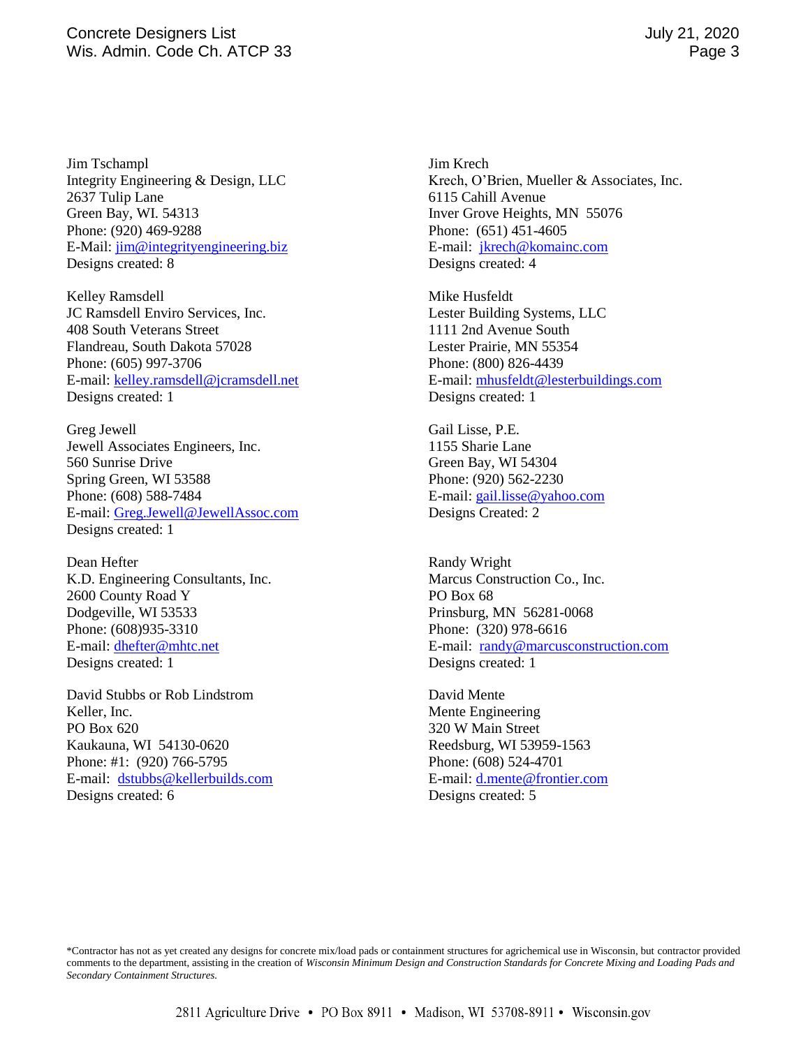Jim Tschampl
Integrity Engineering & Design, LLC
2637 Tulip Lane
Green Bay, WI. 54313
Phone: (920) 469-9288
E-Mail: jim@integrityengineering.biz
Designs created: 8

Kelley Ramsdell
JC Ramsdell Enviro Services, Inc.
408 South Veterans Street
Flandreau, South Dakota 57028
Phone: (605) 997-3706
E-mail: kelley.ramsdell@jcramsdell.net
Designs created: 1

Greg Jewell
Jewell Associates Engineers, Inc.
560 Sunrise Drive
Spring Green, WI 53588
Phone: (608) 588-7484
E-mail: Greg.Jewell@JewellAssoc.com
Designs created: 1

Dean Hefter
K.D. Engineering Consultants, Inc.
2600 County Road Y
Dodgeville, WI 53533
Phone: (608)935-3310
E-mail: dhefter@mhtc.net
Designs created: 1

David Stubbs or Rob Lindstrom
Keller, Inc.
PO Box 620
Kaukauna, WI 54130-0620
Phone: #1: (920) 766-5795
E-mail: dstubbs@kellerbuilds.com
Designs created: 6

Jim Krech
Krech, O'Brien, Mueller & Associates, Inc.
6115 Cahill Avenue
Inver Grove Heights, MN 55076
Phone: (651) 451-4605
E-mail: jkrech@komainc.com
Designs created: 4

Mike Husfeldt
Lester Building Systems, LLC
1111 2nd Avenue South
Lester Prairie, MN 55354
Phone: (800) 826-4439
E-mail: mhusfeldt@lesterbuildings.com
Designs created: 1

Gail Lisse, P.E.
1155 Sharie Lane
Green Bay, WI 54304
Phone: (920) 562-2230
E-mail: gail.lisse@yahoo.com
Designs Created: 2

Randy Wright
Marcus Construction Co., Inc.
PO Box 68
Prinsburg, MN 56281-0068
Phone: (320) 978-6616
E-mail: randy@marcusconstruction.com
Designs created: 1

David Mente
Mente Engineering
320 W Main Street
Reedsburg, WI 53959-1563
Phone: (608) 524-4701
E-mail: d.mente@frontier.com
Designs created: 5

*Contractor has not as yet created any designs for concrete mix/load pads or containment structures for agrichemical use in Wisconsin, but contractor provided comments to the department, assisting in the creation of *Wisconsin Minimum Design and Construction Standards for Concrete Mixing and Loading Pads and Secondary Containment Structures.*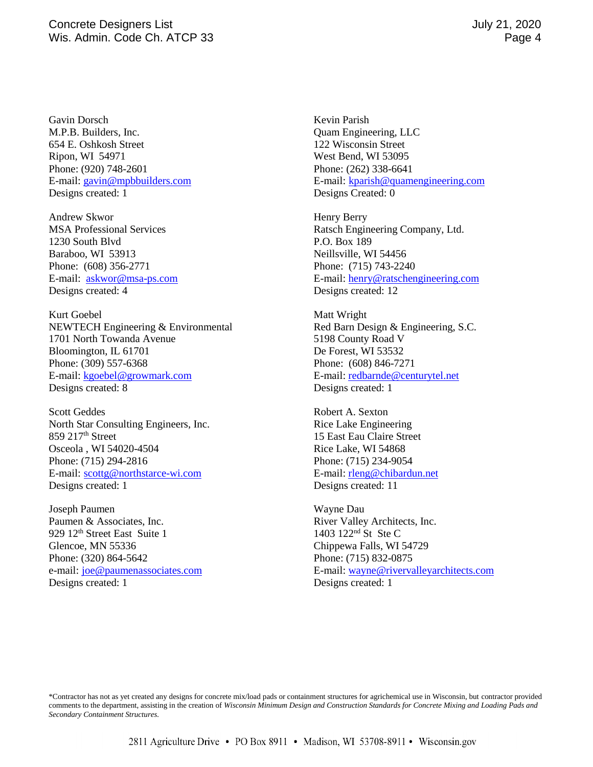Gavin Dorsch
M.P.B. Builders, Inc.
654 E. Oshkosh Street
Ripon, WI 54971
Phone: (920) 748-2601
E-mail: gavin@mpbbuilders.com
Designs created: 1

Andrew Skwor
MSA Professional Services
1230 South Blvd
Baraboo, WI 53913
Phone: (608) 356-2771
E-mail: askwor@msa-ps.com
Designs created: 4

Kurt Goebel
NEWTECH Engineering & Environmental
1701 North Towanda Avenue
Bloomington, IL 61701
Phone: (309) 557-6368
E-mail: kgoebel@growmark.com
Designs created: 8

Scott Geddes
North Star Consulting Engineers, Inc.
859 217th Street
Osceola , WI 54020-4504
Phone: (715) 294-2816
E-mail: scottg@northstarce-wi.com
Designs created: 1

Joseph Paumen
Paumen & Associates, Inc.
929 12th Street East Suite 1
Glencoe, MN 55336
Phone: (320) 864-5642
e-mail: joe@paumenassociates.com
Designs created: 1

Kevin Parish
Quam Engineering, LLC
122 Wisconsin Street
West Bend, WI 53095
Phone: (262) 338-6641
E-mail: kparish@quamengineering.com
Designs Created: 0

Henry Berry
Ratsch Engineering Company, Ltd.
P.O. Box 189
Neillsville, WI 54456
Phone: (715) 743-2240
E-mail: henry@ratschengineering.com
Designs created: 12

Matt Wright
Red Barn Design & Engineering, S.C.
5198 County Road V
De Forest, WI 53532
Phone: (608) 846-7271
E-mail: redbarnde@centurytel.net
Designs created: 1

Robert A. Sexton
Rice Lake Engineering
15 East Eau Claire Street
Rice Lake, WI 54868
Phone: (715) 234-9054
E-mail: rleng@chibardun.net
Designs created: 11

Wayne Dau
River Valley Architects, Inc.
1403 122nd St Ste C
Chippewa Falls, WI 54729
Phone: (715) 832-0875
E-mail: wayne@rivervalleyarchitects.com
Designs created: 1

*Contractor has not as yet created any designs for concrete mix/load pads or containment structures for agrichemical use in Wisconsin, but contractor provided comments to the department, assisting in the creation of *Wisconsin Minimum Design and Construction Standards for Concrete Mixing and Loading Pads and Secondary Containment Structures.*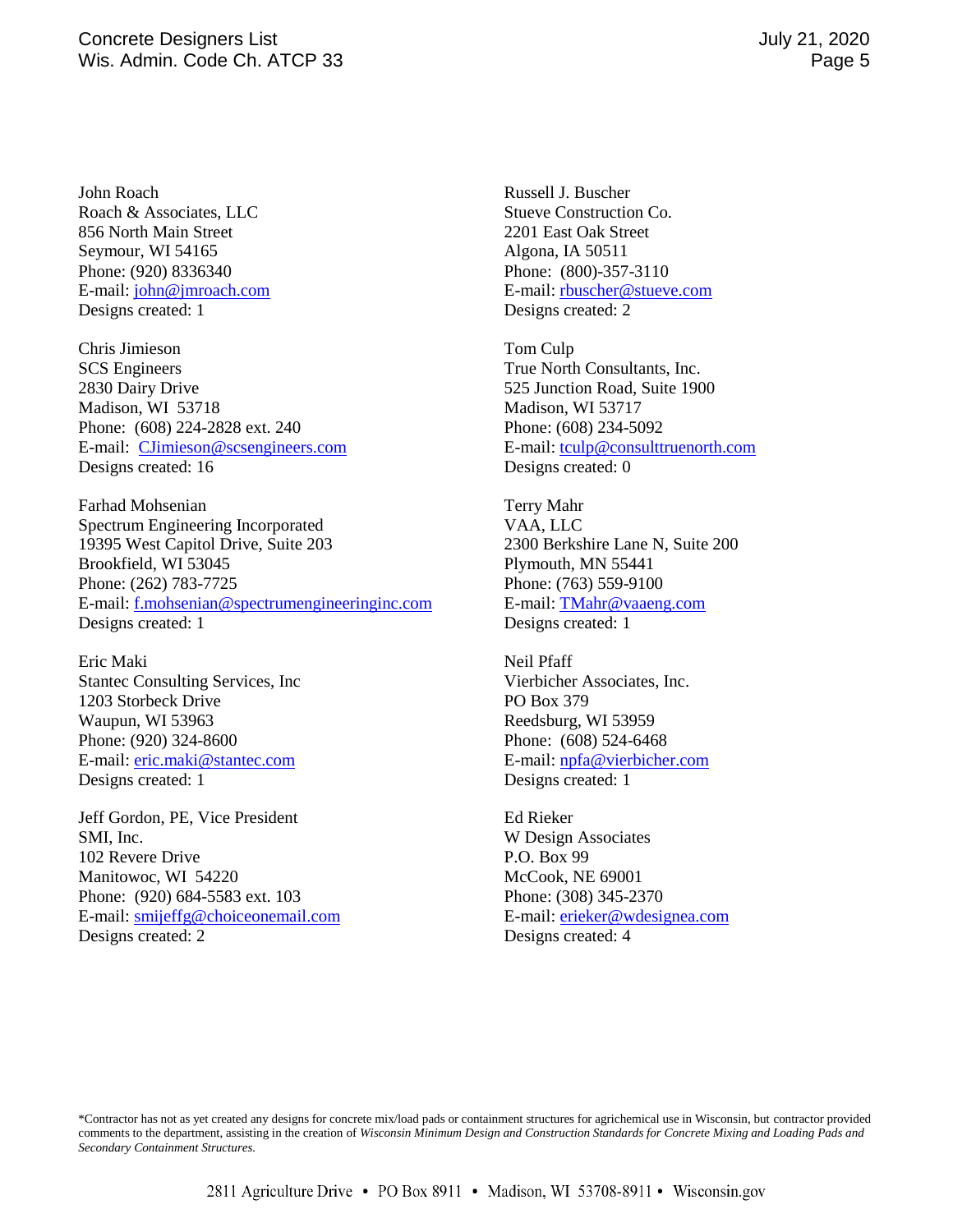John Roach
Roach & Associates, LLC
856 North Main Street
Seymour, WI 54165
Phone: (920) 8336340
E-mail: john@jmroach.com
Designs created: 1

Chris Jimieson
SCS Engineers
2830 Dairy Drive
Madison, WI 53718
Phone: (608) 224-2828 ext. 240
E-mail: CJimieson@scsengineers.com
Designs created: 16

Farhad Mohsenian
Spectrum Engineering Incorporated
19395 West Capitol Drive, Suite 203
Brookfield, WI 53045
Phone: (262) 783-7725
E-mail: f.mohsenian@spectrumengineeringinc.com
Designs created: 1

Eric Maki
Stantec Consulting Services, Inc
1203 Storbeck Drive
Waupun, WI 53963
Phone: (920) 324-8600
E-mail: eric.maki@stantec.com
Designs created: 1

Jeff Gordon, PE, Vice President
SMI, Inc.
102 Revere Drive
Manitowoc, WI 54220
Phone: (920) 684-5583 ext. 103
E-mail: smijeffg@choiceonemail.com
Designs created: 2

Russell J. Buscher
Stueve Construction Co.
2201 East Oak Street
Algona, IA 50511
Phone: (800)-357-3110
E-mail: rbuscher@stueve.com
Designs created: 2

Tom Culp
True North Consultants, Inc.
525 Junction Road, Suite 1900
Madison, WI 53717
Phone: (608) 234-5092
E-mail: tculp@consulttruenorth.com
Designs created: 0

Terry Mahr
VAA, LLC
2300 Berkshire Lane N, Suite 200
Plymouth, MN 55441
Phone: (763) 559-9100
E-mail: TMahr@vaaeng.com
Designs created: 1

Neil Pfaff
Vierbicher Associates, Inc.
PO Box 379
Reedsburg, WI 53959
Phone: (608) 524-6468
E-mail: npfa@vierbicher.com
Designs created: 1

Ed Rieker
W Design Associates
P.O. Box 99
McCook, NE 69001
Phone: (308) 345-2370
E-mail: erieker@wdesignea.com
Designs created: 4

*Contractor has not as yet created any designs for concrete mix/load pads or containment structures for agrichemical use in Wisconsin, but contractor provided comments to the department, assisting in the creation of *Wisconsin Minimum Design and Construction Standards for Concrete Mixing and Loading Pads and Secondary Containment Structures*.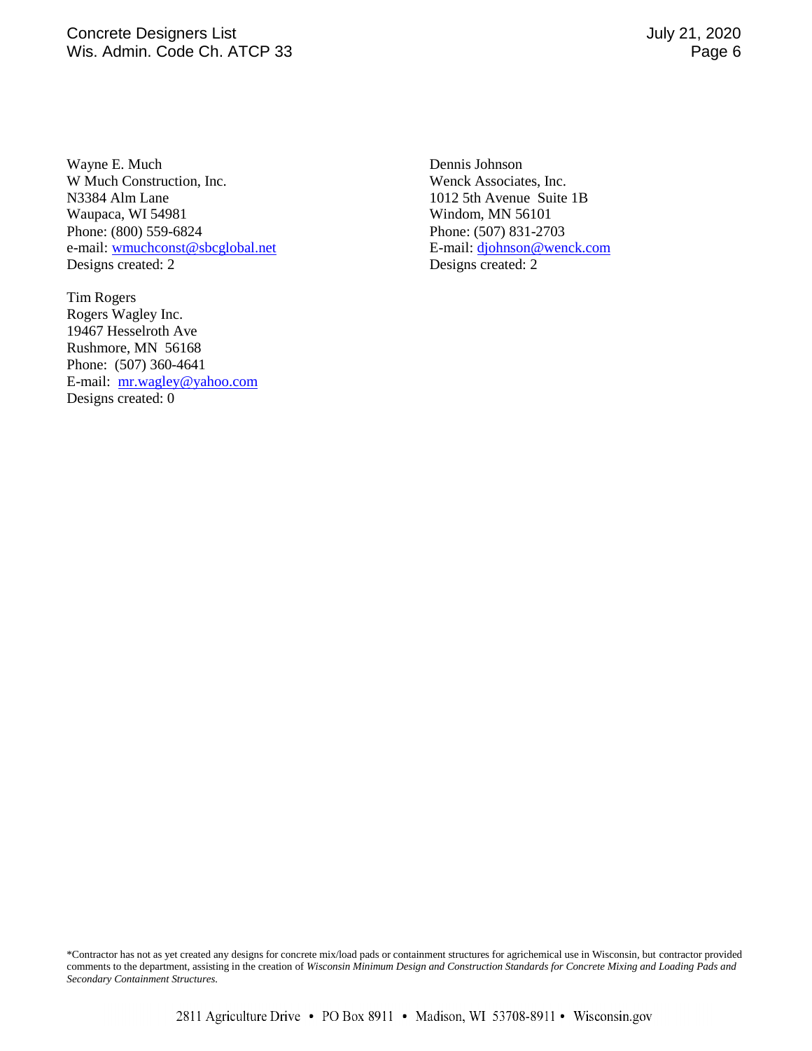Wayne E. Much
W Much Construction, Inc.
N3384 Alm Lane
Waupaca, WI 54981
Phone: (800) 559-6824
e-mail: wmuchconst@sbcglobal.net
Designs created: 2

Tim Rogers
Rogers Wagley Inc.
19467 Hesselroth Ave
Rushmore, MN 56168
Phone: (507) 360-4641
E-mail: mr.wagley@yahoo.com
Designs created: 0

Dennis Johnson
Wenck Associates, Inc.
1012 5th Avenue Suite 1B
Windom, MN 56101
Phone: (507) 831-2703
E-mail: djohnson@wenck.com
Designs created: 2

*Contractor has not as yet created any designs for concrete mix/load pads or containment structures for agrichemical use in Wisconsin, but contractor provided comments to the department, assisting in the creation of *Wisconsin Minimum Design and Construction Standards for Concrete Mixing and Loading Pads and Secondary Containment Structures.*